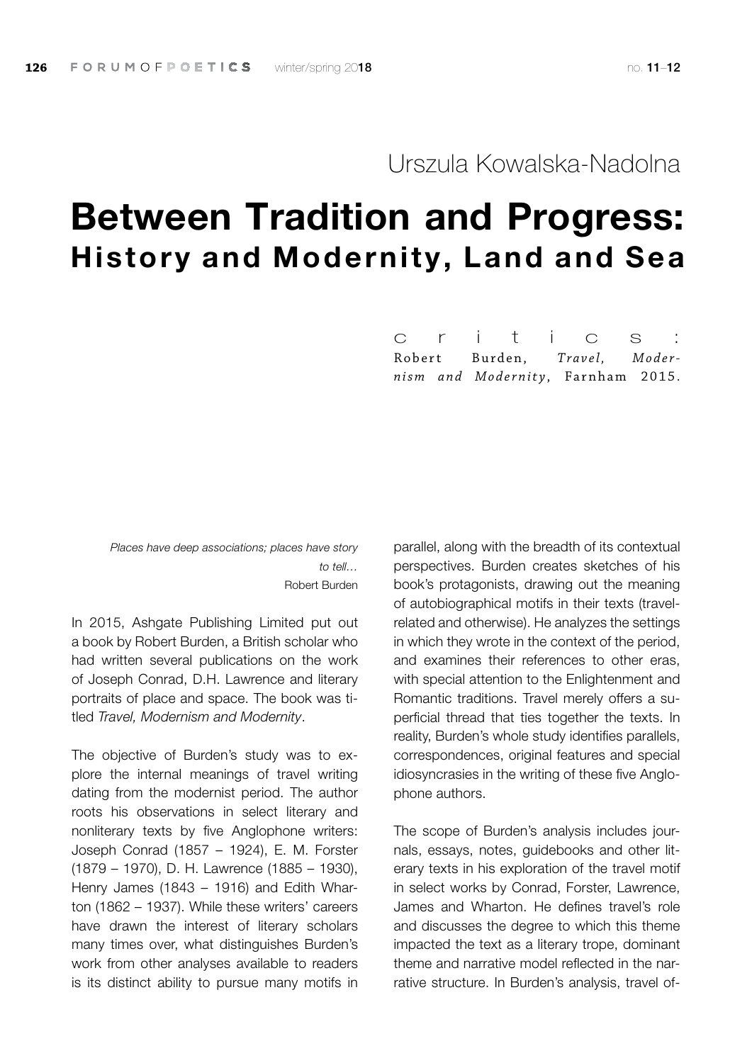Urszula Kowalska-Nadolna

# Between Tradition and Progress: History and Modernity, Land and Sea

critics:
Robert Burden, *Travel, Modernism and Modernity*, Farnham 2015.

*Places have deep associations; places have story to tell…*
Robert Burden

In 2015, Ashgate Publishing Limited put out a book by Robert Burden, a British scholar who had written several publications on the work of Joseph Conrad, D.H. Lawrence and literary portraits of place and space. The book was titled *Travel, Modernism and Modernity*.

The objective of Burden's study was to explore the internal meanings of travel writing dating from the modernist period. The author roots his observations in select literary and nonliterary texts by five Anglophone writers: Joseph Conrad (1857 – 1924), E. M. Forster (1879 – 1970), D. H. Lawrence (1885 – 1930), Henry James (1843 – 1916) and Edith Wharton (1862 – 1937). While these writers' careers have drawn the interest of literary scholars many times over, what distinguishes Burden's work from other analyses available to readers is its distinct ability to pursue many motifs in parallel, along with the breadth of its contextual perspectives. Burden creates sketches of his book's protagonists, drawing out the meaning of autobiographical motifs in their texts (travel-related and otherwise). He analyzes the settings in which they wrote in the context of the period, and examines their references to other eras, with special attention to the Enlightenment and Romantic traditions. Travel merely offers a superficial thread that ties together the texts. In reality, Burden's whole study identifies parallels, correspondences, original features and special idiosyncrasies in the writing of these five Anglophone authors.

The scope of Burden's analysis includes journals, essays, notes, guidebooks and other literary texts in his exploration of the travel motif in select works by Conrad, Forster, Lawrence, James and Wharton. He defines travel's role and discusses the degree to which this theme impacted the text as a literary trope, dominant theme and narrative model reflected in the narrative structure. In Burden's analysis, travel of-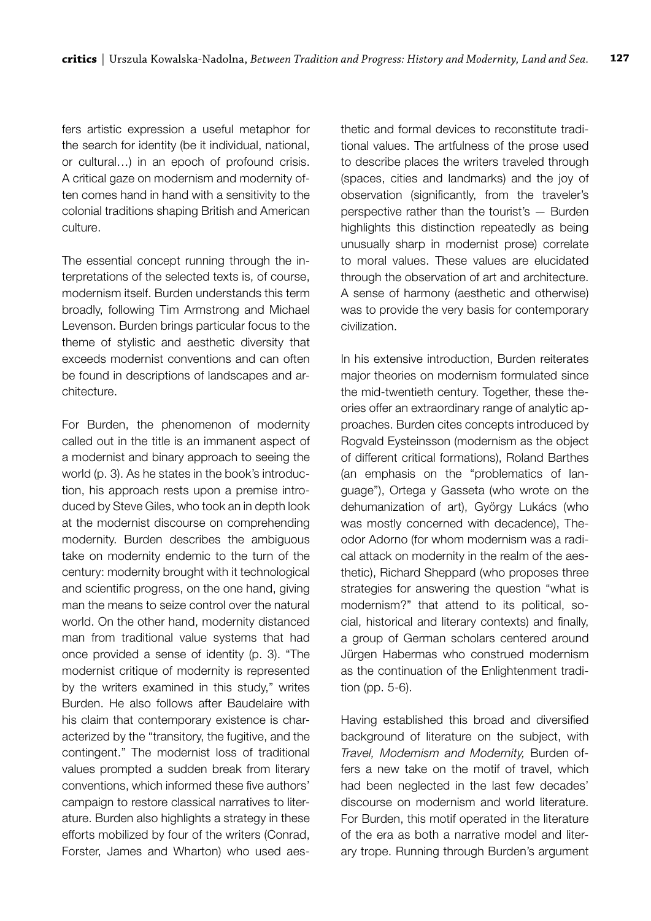fers artistic expression a useful metaphor for the search for identity (be it individual, national, or cultural…) in an epoch of profound crisis. A critical gaze on modernism and modernity often comes hand in hand with a sensitivity to the colonial traditions shaping British and American culture.

The essential concept running through the interpretations of the selected texts is, of course, modernism itself. Burden understands this term broadly, following Tim Armstrong and Michael Levenson. Burden brings particular focus to the theme of stylistic and aesthetic diversity that exceeds modernist conventions and can often be found in descriptions of landscapes and architecture.

For Burden, the phenomenon of modernity called out in the title is an immanent aspect of a modernist and binary approach to seeing the world (p. 3). As he states in the book's introduction, his approach rests upon a premise introduced by Steve Giles, who took an in depth look at the modernist discourse on comprehending modernity. Burden describes the ambiguous take on modernity endemic to the turn of the century: modernity brought with it technological and scientific progress, on the one hand, giving man the means to seize control over the natural world. On the other hand, modernity distanced man from traditional value systems that had once provided a sense of identity (p. 3). "The modernist critique of modernity is represented by the writers examined in this study," writes Burden. He also follows after Baudelaire with his claim that contemporary existence is characterized by the "transitory, the fugitive, and the contingent." The modernist loss of traditional values prompted a sudden break from literary conventions, which informed these five authors' campaign to restore classical narratives to literature. Burden also highlights a strategy in these efforts mobilized by four of the writers (Conrad, Forster, James and Wharton) who used aesthetic and formal devices to reconstitute traditional values. The artfulness of the prose used to describe places the writers traveled through (spaces, cities and landmarks) and the joy of observation (significantly, from the traveler's perspective rather than the tourist's — Burden highlights this distinction repeatedly as being unusually sharp in modernist prose) correlate to moral values. These values are elucidated through the observation of art and architecture. A sense of harmony (aesthetic and otherwise) was to provide the very basis for contemporary civilization.

In his extensive introduction, Burden reiterates major theories on modernism formulated since the mid-twentieth century. Together, these theories offer an extraordinary range of analytic approaches. Burden cites concepts introduced by Rogvald Eysteinsson (modernism as the object of different critical formations), Roland Barthes (an emphasis on the "problematics of language"), Ortega y Gasseta (who wrote on the dehumanization of art), György Lukács (who was mostly concerned with decadence), Theodor Adorno (for whom modernism was a radical attack on modernity in the realm of the aesthetic), Richard Sheppard (who proposes three strategies for answering the question "what is modernism?" that attend to its political, social, historical and literary contexts) and finally, a group of German scholars centered around Jürgen Habermas who construed modernism as the continuation of the Enlightenment tradition (pp. 5-6).

Having established this broad and diversified background of literature on the subject, with *Travel, Modernism and Modernity,* Burden offers a new take on the motif of travel, which had been neglected in the last few decades' discourse on modernism and world literature. For Burden, this motif operated in the literature of the era as both a narrative model and literary trope. Running through Burden's argument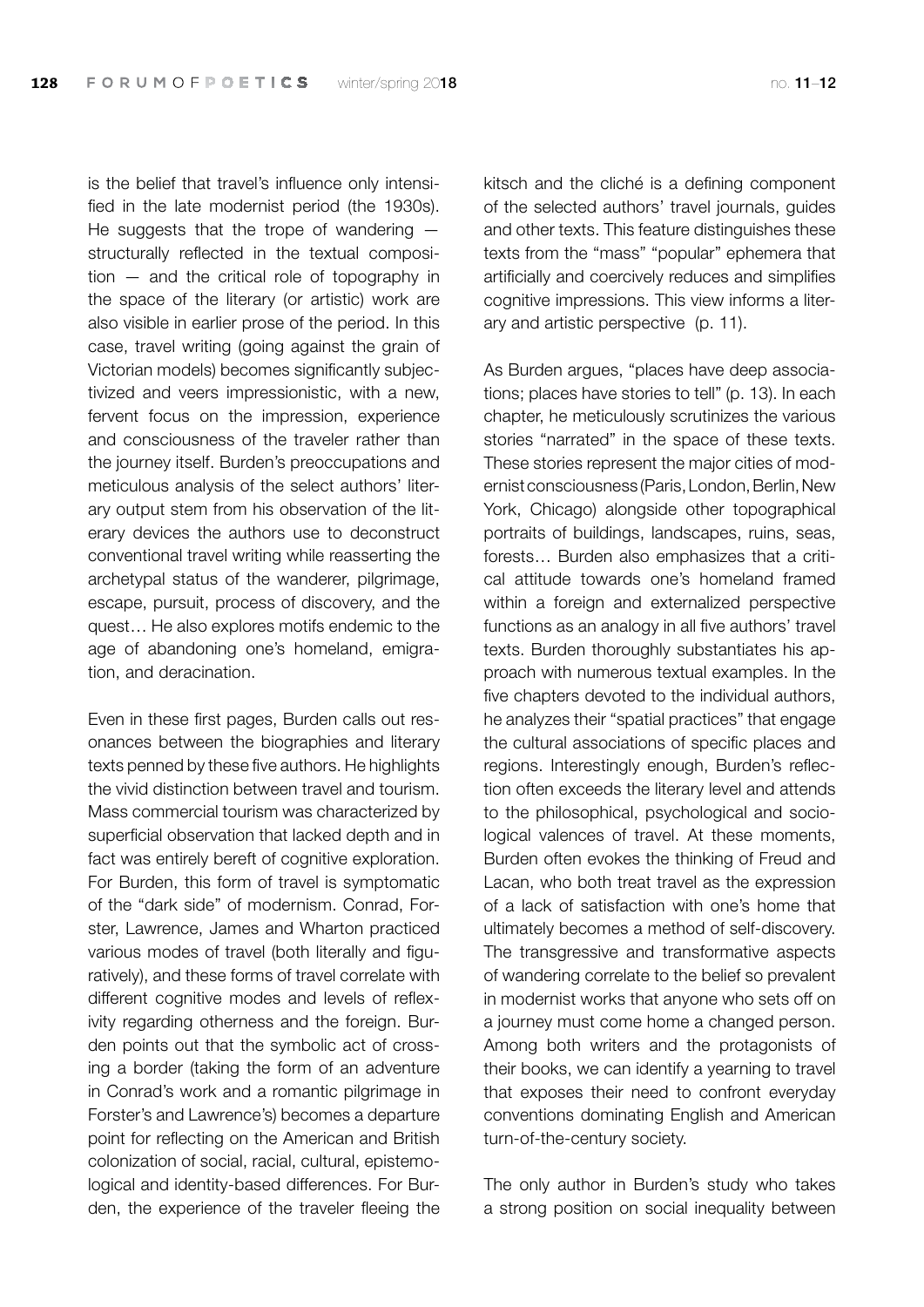is the belief that travel's influence only intensified in the late modernist period (the 1930s). He suggests that the trope of wandering — structurally reflected in the textual composition — and the critical role of topography in the space of the literary (or artistic) work are also visible in earlier prose of the period. In this case, travel writing (going against the grain of Victorian models) becomes significantly subjectivized and veers impressionistic, with a new, fervent focus on the impression, experience and consciousness of the traveler rather than the journey itself. Burden's preoccupations and meticulous analysis of the select authors' literary output stem from his observation of the literary devices the authors use to deconstruct conventional travel writing while reasserting the archetypal status of the wanderer, pilgrimage, escape, pursuit, process of discovery, and the quest… He also explores motifs endemic to the age of abandoning one's homeland, emigration, and deracination.

Even in these first pages, Burden calls out resonances between the biographies and literary texts penned by these five authors. He highlights the vivid distinction between travel and tourism. Mass commercial tourism was characterized by superficial observation that lacked depth and in fact was entirely bereft of cognitive exploration. For Burden, this form of travel is symptomatic of the "dark side" of modernism. Conrad, Forster, Lawrence, James and Wharton practiced various modes of travel (both literally and figuratively), and these forms of travel correlate with different cognitive modes and levels of reflexivity regarding otherness and the foreign. Burden points out that the symbolic act of crossing a border (taking the form of an adventure in Conrad's work and a romantic pilgrimage in Forster's and Lawrence's) becomes a departure point for reflecting on the American and British colonization of social, racial, cultural, epistemological and identity-based differences. For Burden, the experience of the traveler fleeing the kitsch and the cliché is a defining component of the selected authors' travel journals, guides and other texts. This feature distinguishes these texts from the "mass" "popular" ephemera that artificially and coercively reduces and simplifies cognitive impressions. This view informs a literary and artistic perspective (p. 11).

As Burden argues, "places have deep associations; places have stories to tell" (p. 13). In each chapter, he meticulously scrutinizes the various stories "narrated" in the space of these texts. These stories represent the major cities of modernist consciousness (Paris, London, Berlin, New York, Chicago) alongside other topographical portraits of buildings, landscapes, ruins, seas, forests… Burden also emphasizes that a critical attitude towards one's homeland framed within a foreign and externalized perspective functions as an analogy in all five authors' travel texts. Burden thoroughly substantiates his approach with numerous textual examples. In the five chapters devoted to the individual authors, he analyzes their "spatial practices" that engage the cultural associations of specific places and regions. Interestingly enough, Burden's reflection often exceeds the literary level and attends to the philosophical, psychological and sociological valences of travel. At these moments, Burden often evokes the thinking of Freud and Lacan, who both treat travel as the expression of a lack of satisfaction with one's home that ultimately becomes a method of self-discovery. The transgressive and transformative aspects of wandering correlate to the belief so prevalent in modernist works that anyone who sets off on a journey must come home a changed person. Among both writers and the protagonists of their books, we can identify a yearning to travel that exposes their need to confront everyday conventions dominating English and American turn-of-the-century society.

The only author in Burden's study who takes a strong position on social inequality between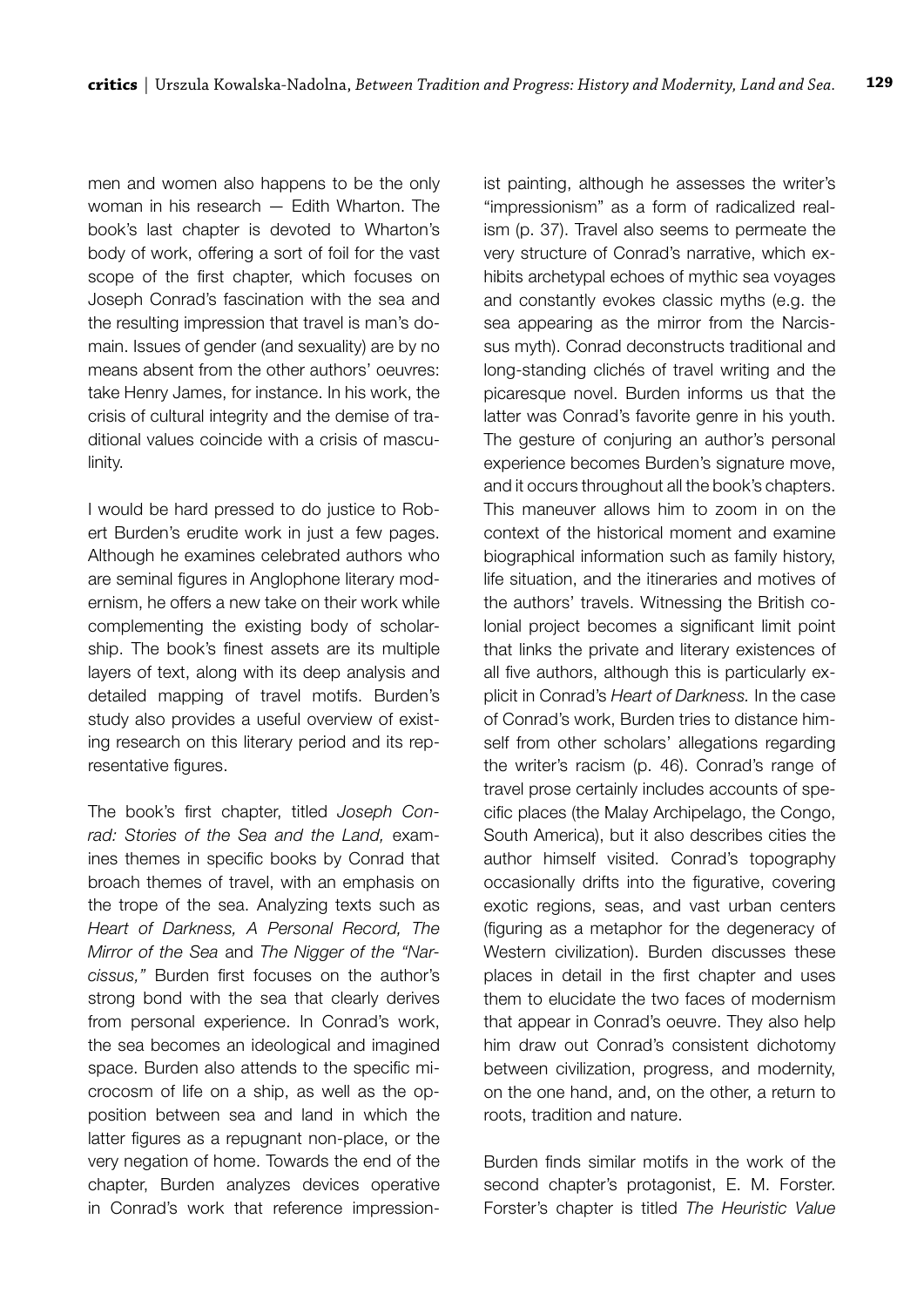men and women also happens to be the only woman in his research — Edith Wharton. The book's last chapter is devoted to Wharton's body of work, offering a sort of foil for the vast scope of the first chapter, which focuses on Joseph Conrad's fascination with the sea and the resulting impression that travel is man's domain. Issues of gender (and sexuality) are by no means absent from the other authors' oeuvres: take Henry James, for instance. In his work, the crisis of cultural integrity and the demise of traditional values coincide with a crisis of masculinity.

I would be hard pressed to do justice to Robert Burden's erudite work in just a few pages. Although he examines celebrated authors who are seminal figures in Anglophone literary modernism, he offers a new take on their work while complementing the existing body of scholarship. The book's finest assets are its multiple layers of text, along with its deep analysis and detailed mapping of travel motifs. Burden's study also provides a useful overview of existing research on this literary period and its representative figures.

The book's first chapter, titled *Joseph Conrad: Stories of the Sea and the Land,* examines themes in specific books by Conrad that broach themes of travel, with an emphasis on the trope of the sea. Analyzing texts such as *Heart of Darkness, A Personal Record, The Mirror of the Sea* and *The Nigger of the "Narcissus,"* Burden first focuses on the author's strong bond with the sea that clearly derives from personal experience. In Conrad's work, the sea becomes an ideological and imagined space. Burden also attends to the specific microcosm of life on a ship, as well as the opposition between sea and land in which the latter figures as a repugnant non-place, or the very negation of home. Towards the end of the chapter, Burden analyzes devices operative in Conrad's work that reference impressionist painting, although he assesses the writer's "impressionism" as a form of radicalized realism (p. 37). Travel also seems to permeate the very structure of Conrad's narrative, which exhibits archetypal echoes of mythic sea voyages and constantly evokes classic myths (e.g. the sea appearing as the mirror from the Narcissus myth). Conrad deconstructs traditional and long-standing clichés of travel writing and the picaresque novel. Burden informs us that the latter was Conrad's favorite genre in his youth. The gesture of conjuring an author's personal experience becomes Burden's signature move, and it occurs throughout all the book's chapters. This maneuver allows him to zoom in on the context of the historical moment and examine biographical information such as family history, life situation, and the itineraries and motives of the authors' travels. Witnessing the British colonial project becomes a significant limit point that links the private and literary existences of all five authors, although this is particularly explicit in Conrad's *Heart of Darkness.* In the case of Conrad's work, Burden tries to distance himself from other scholars' allegations regarding the writer's racism (p. 46). Conrad's range of travel prose certainly includes accounts of specific places (the Malay Archipelago, the Congo, South America), but it also describes cities the author himself visited. Conrad's topography occasionally drifts into the figurative, covering exotic regions, seas, and vast urban centers (figuring as a metaphor for the degeneracy of Western civilization). Burden discusses these places in detail in the first chapter and uses them to elucidate the two faces of modernism that appear in Conrad's oeuvre. They also help him draw out Conrad's consistent dichotomy between civilization, progress, and modernity, on the one hand, and, on the other, a return to roots, tradition and nature.

Burden finds similar motifs in the work of the second chapter's protagonist, E. M. Forster. Forster's chapter is titled *The Heuristic Value*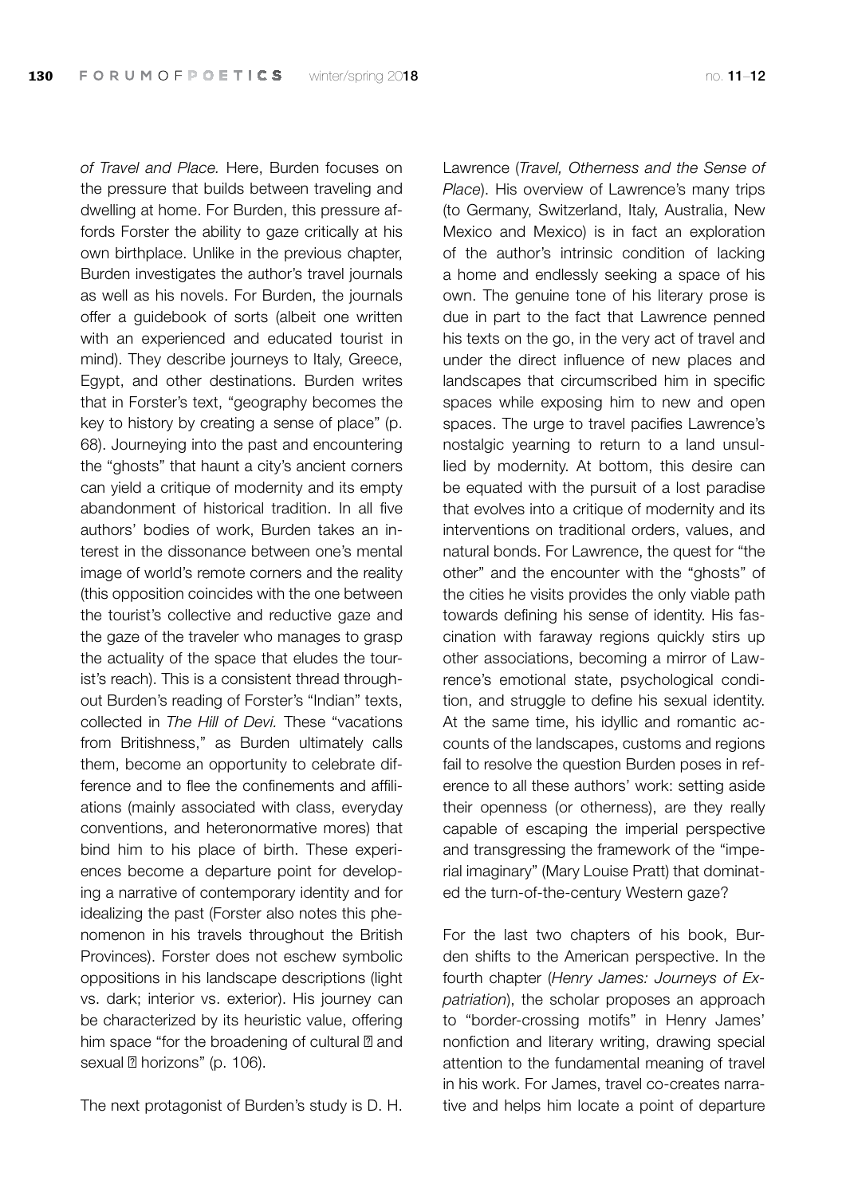*of Travel and Place.* Here, Burden focuses on the pressure that builds between traveling and dwelling at home. For Burden, this pressure affords Forster the ability to gaze critically at his own birthplace. Unlike in the previous chapter, Burden investigates the author's travel journals as well as his novels. For Burden, the journals offer a guidebook of sorts (albeit one written with an experienced and educated tourist in mind). They describe journeys to Italy, Greece, Egypt, and other destinations. Burden writes that in Forster's text, "geography becomes the key to history by creating a sense of place" (p. 68). Journeying into the past and encountering the "ghosts" that haunt a city's ancient corners can yield a critique of modernity and its empty abandonment of historical tradition. In all five authors' bodies of work, Burden takes an interest in the dissonance between one's mental image of world's remote corners and the reality (this opposition coincides with the one between the tourist's collective and reductive gaze and the gaze of the traveler who manages to grasp the actuality of the space that eludes the tourist's reach). This is a consistent thread throughout Burden's reading of Forster's "Indian" texts, collected in *The Hill of Devi.* These "vacations from Britishness," as Burden ultimately calls them, become an opportunity to celebrate difference and to flee the confinements and affiliations (mainly associated with class, everyday conventions, and heteronormative mores) that bind him to his place of birth. These experiences become a departure point for developing a narrative of contemporary identity and for idealizing the past (Forster also notes this phenomenon in his travels throughout the British Provinces). Forster does not eschew symbolic oppositions in his landscape descriptions (light vs. dark; interior vs. exterior). His journey can be characterized by its heuristic value, offering him space "for the broadening of cultural ⁠� and sexual ⁠� horizons" (p. 106).

The next protagonist of Burden's study is D. H. Lawrence (*Travel, Otherness and the Sense of Place*). His overview of Lawrence's many trips (to Germany, Switzerland, Italy, Australia, New Mexico and Mexico) is in fact an exploration of the author's intrinsic condition of lacking a home and endlessly seeking a space of his own. The genuine tone of his literary prose is due in part to the fact that Lawrence penned his texts on the go, in the very act of travel and under the direct influence of new places and landscapes that circumscribed him in specific spaces while exposing him to new and open spaces. The urge to travel pacifies Lawrence's nostalgic yearning to return to a land unsullied by modernity. At bottom, this desire can be equated with the pursuit of a lost paradise that evolves into a critique of modernity and its interventions on traditional orders, values, and natural bonds. For Lawrence, the quest for "the other" and the encounter with the "ghosts" of the cities he visits provides the only viable path towards defining his sense of identity. His fascination with faraway regions quickly stirs up other associations, becoming a mirror of Lawrence's emotional state, psychological condition, and struggle to define his sexual identity. At the same time, his idyllic and romantic accounts of the landscapes, customs and regions fail to resolve the question Burden poses in reference to all these authors' work: setting aside their openness (or otherness), are they really capable of escaping the imperial perspective and transgressing the framework of the "imperial imaginary" (Mary Louise Pratt) that dominated the turn-of-the-century Western gaze?

For the last two chapters of his book, Burden shifts to the American perspective. In the fourth chapter (*Henry James: Journeys of Expatriation*), the scholar proposes an approach to "border-crossing motifs" in Henry James' nonfiction and literary writing, drawing special attention to the fundamental meaning of travel in his work. For James, travel co-creates narrative and helps him locate a point of departure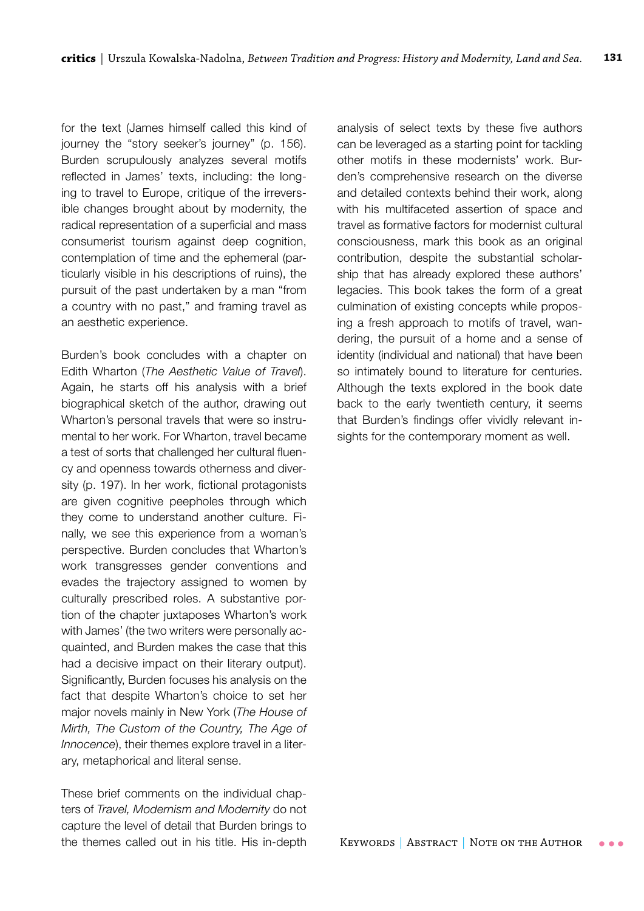for the text (James himself called this kind of journey the "story seeker's journey" (p. 156). Burden scrupulously analyzes several motifs reflected in James' texts, including: the longing to travel to Europe, critique of the irreversible changes brought about by modernity, the radical representation of a superficial and mass consumerist tourism against deep cognition, contemplation of time and the ephemeral (particularly visible in his descriptions of ruins), the pursuit of the past undertaken by a man "from a country with no past," and framing travel as an aesthetic experience.

Burden's book concludes with a chapter on Edith Wharton (*The Aesthetic Value of Travel*). Again, he starts off his analysis with a brief biographical sketch of the author, drawing out Wharton's personal travels that were so instrumental to her work. For Wharton, travel became a test of sorts that challenged her cultural fluency and openness towards otherness and diversity (p. 197). In her work, fictional protagonists are given cognitive peepholes through which they come to understand another culture. Finally, we see this experience from a woman's perspective. Burden concludes that Wharton's work transgresses gender conventions and evades the trajectory assigned to women by culturally prescribed roles. A substantive portion of the chapter juxtaposes Wharton's work with James' (the two writers were personally acquainted, and Burden makes the case that this had a decisive impact on their literary output). Significantly, Burden focuses his analysis on the fact that despite Wharton's choice to set her major novels mainly in New York (*The House of Mirth, The Custom of the Country, The Age of Innocence*), their themes explore travel in a literary, metaphorical and literal sense.

These brief comments on the individual chapters of *Travel, Modernism and Modernity* do not capture the level of detail that Burden brings to the themes called out in his title. His in-depth analysis of select texts by these five authors can be leveraged as a starting point for tackling other motifs in these modernists' work. Burden's comprehensive research on the diverse and detailed contexts behind their work, along with his multifaceted assertion of space and travel as formative factors for modernist cultural consciousness, mark this book as an original contribution, despite the substantial scholarship that has already explored these authors' legacies. This book takes the form of a great culmination of existing concepts while proposing a fresh approach to motifs of travel, wandering, the pursuit of a home and a sense of identity (individual and national) that have been so intimately bound to literature for centuries. Although the texts explored in the book date back to the early twentieth century, it seems that Burden's findings offer vividly relevant insights for the contemporary moment as well.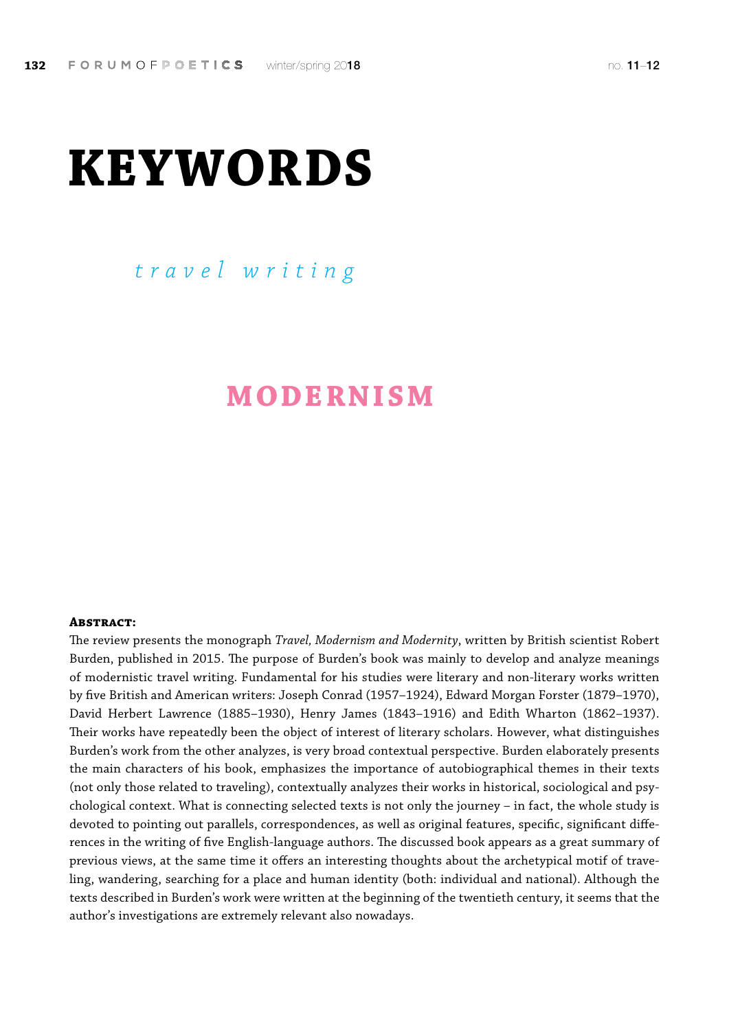# KEYWORDS

*travel writing*

**MODERNISM**

**Abstract:**

The review presents the monograph *Travel, Modernism and Modernity*, written by British scientist Robert Burden, published in 2015. The purpose of Burden's book was mainly to develop and analyze meanings of modernistic travel writing. Fundamental for his studies were literary and non-literary works written by five British and American writers: Joseph Conrad (1957–1924), Edward Morgan Forster (1879–1970), David Herbert Lawrence (1885–1930), Henry James (1843–1916) and Edith Wharton (1862–1937). Their works have repeatedly been the object of interest of literary scholars. However, what distinguishes Burden's work from the other analyzes, is very broad contextual perspective. Burden elaborately presents the main characters of his book, emphasizes the importance of autobiographical themes in their texts (not only those related to traveling), contextually analyzes their works in historical, sociological and psychological context. What is connecting selected texts is not only the journey – in fact, the whole study is devoted to pointing out parallels, correspondences, as well as original features, specific, significant differences in the writing of five English-language authors. The discussed book appears as a great summary of previous views, at the same time it offers an interesting thoughts about the archetypical motif of traveling, wandering, searching for a place and human identity (both: individual and national). Although the texts described in Burden's work were written at the beginning of the twentieth century, it seems that the author's investigations are extremely relevant also nowadays.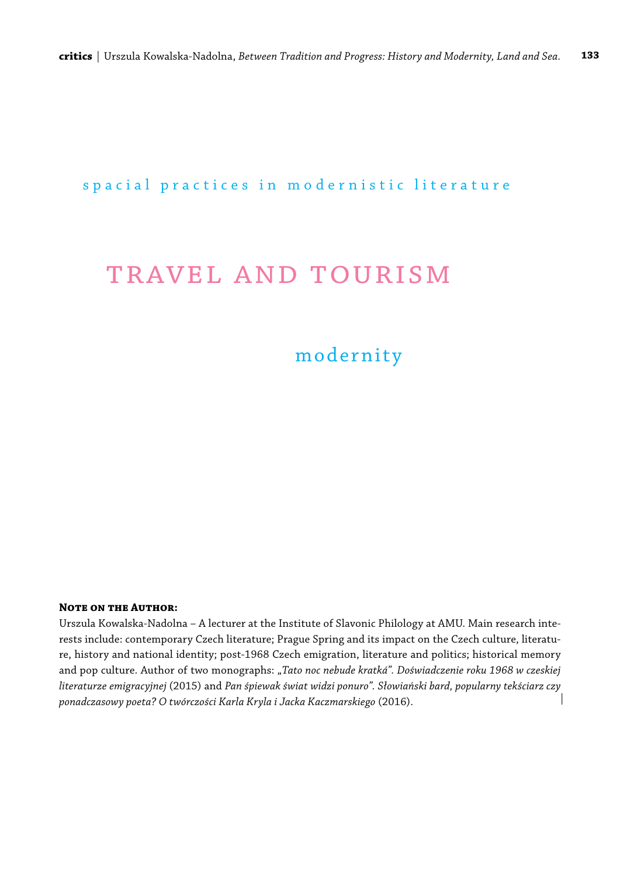spacial practices in modernistic literature

TRAVEL AND TOURISM

modernity

**Note on the Author:**

Urszula Kowalska-Nadolna – A lecturer at the Institute of Slavonic Philology at AMU. Main research interests include: contemporary Czech literature; Prague Spring and its impact on the Czech culture, literature, history and national identity; post-1968 Czech emigration, literature and politics; historical memory and pop culture. Author of two monographs: *„Tato noc nebude kratká". Doświadczenie roku 1968 w czeskiej literaturze emigracyjnej* (2015) and *Pan śpiewak świat widzi ponuro". Słowiański bard, popularny tekściarz czy ponadczasowy poeta? O twórczości Karla Kryla i Jacka Kaczmarskiego* (2016).